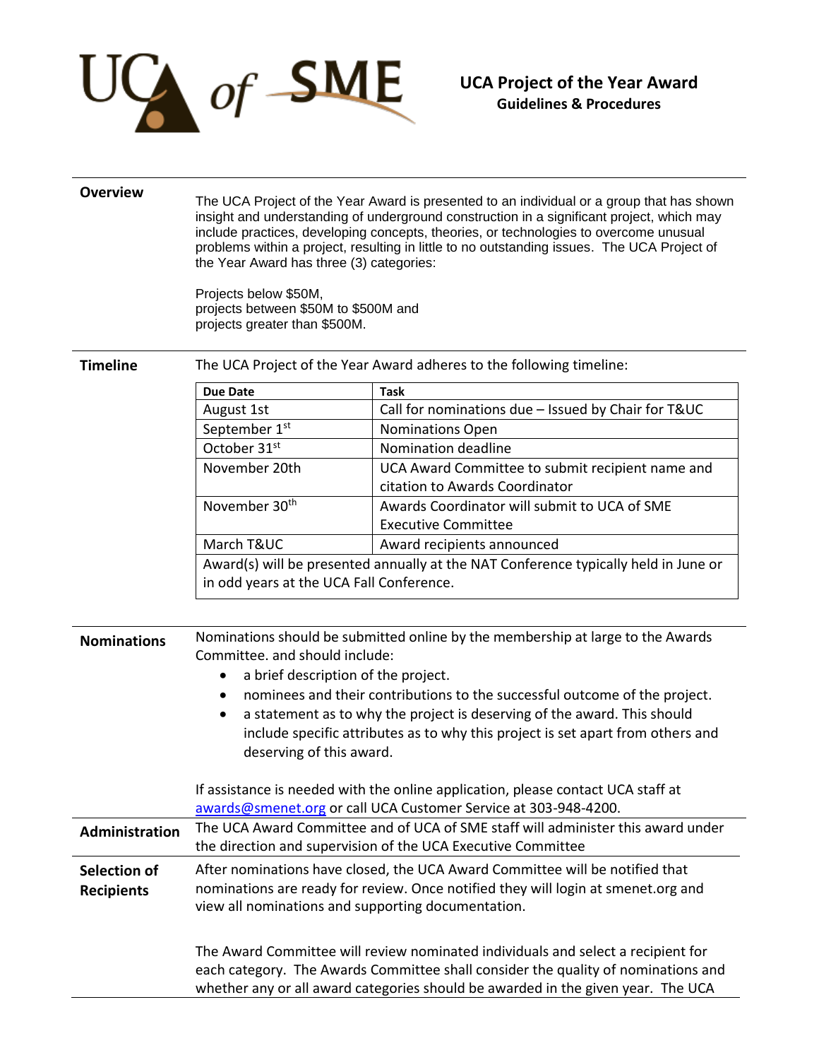UCA of SME

# UCA Project of the Year Award
## Guidelines & Procedures

**Overview**

The UCA Project of the Year Award is presented to an individual or a group that has shown insight and understanding of underground construction in a significant project, which may include practices, developing concepts, theories, or technologies to overcome unusual problems within a project, resulting in little to no outstanding issues. The UCA Project of the Year Award has three (3) categories:

Projects below $50M,
projects between $50M to $500M and
projects greater than $500M.

**Timeline**

The UCA Project of the Year Award adheres to the following timeline:

| Due Date | Task |
|---|---|
| August 1st | Call for nominations due – Issued by Chair for T&UC |
| September 1st | Nominations Open |
| October 31st | Nomination deadline |
| November 20th | UCA Award Committee to submit recipient name and citation to Awards Coordinator |
| November 30th | Awards Coordinator will submit to UCA of SME Executive Committee |
| March T&UC | Award recipients announced |
| Award(s) will be presented annually at the NAT Conference typically held in June or in odd years at the UCA Fall Conference. | |

**Nominations**

Nominations should be submitted online by the membership at large to the Awards Committee. and should include:

- a brief description of the project.
- nominees and their contributions to the successful outcome of the project.
- a statement as to why the project is deserving of the award. This should include specific attributes as to why this project is set apart from others and deserving of this award.

If assistance is needed with the online application, please contact UCA staff at awards@smenet.org or call UCA Customer Service at 303-948-4200.

**Administration**

The UCA Award Committee and of UCA of SME staff will administer this award under the direction and supervision of the UCA Executive Committee

**Selection of Recipients**

After nominations have closed, the UCA Award Committee will be notified that nominations are ready for review. Once notified they will login at smenet.org and view all nominations and supporting documentation.

The Award Committee will review nominated individuals and select a recipient for each category. The Awards Committee shall consider the quality of nominations and whether any or all award categories should be awarded in the given year. The UCA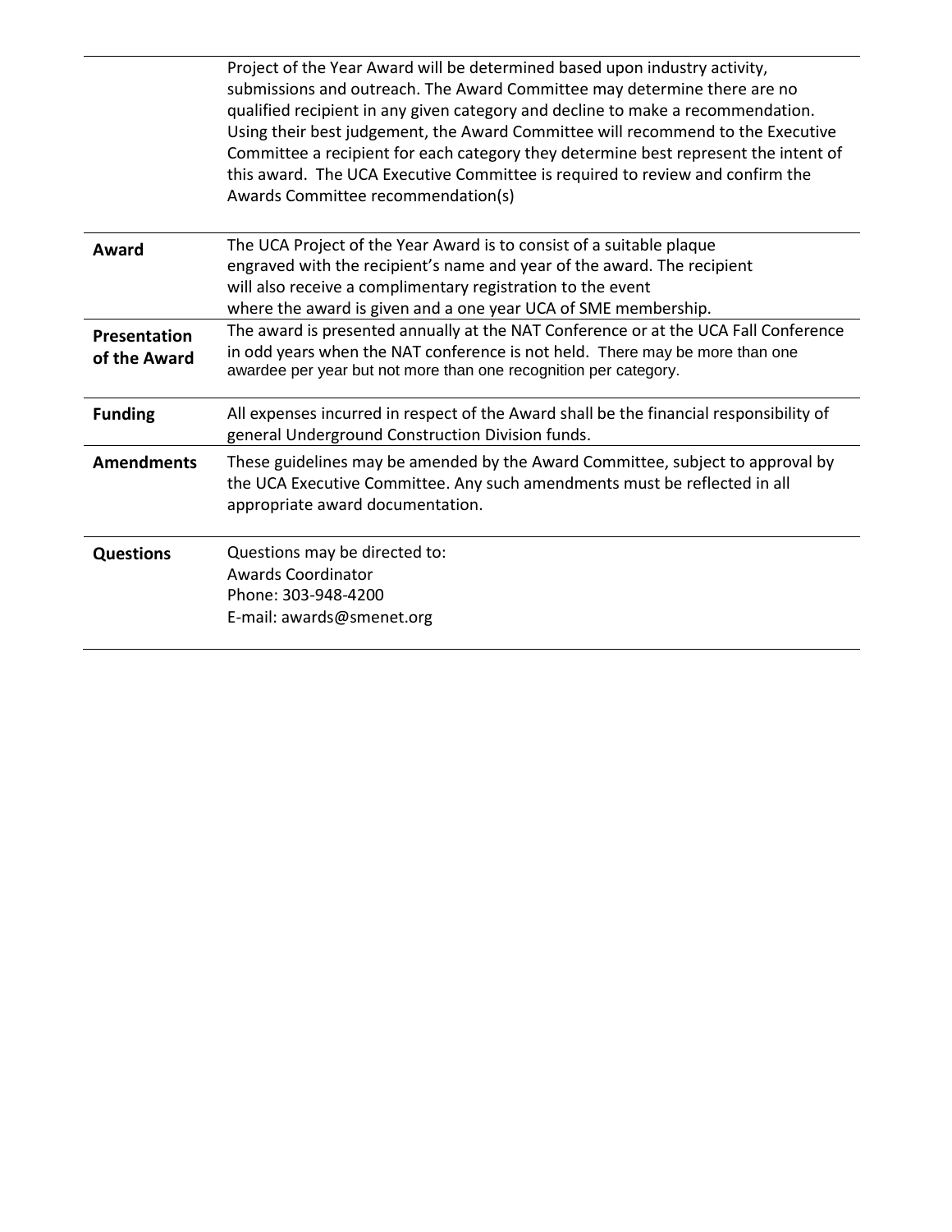| | |
|---|---|
| | Project of the Year Award will be determined based upon industry activity, submissions and outreach. The Award Committee may determine there are no qualified recipient in any given category and decline to make a recommendation. Using their best judgement, the Award Committee will recommend to the Executive Committee a recipient for each category they determine best represent the intent of this award. The UCA Executive Committee is required to review and confirm the Awards Committee recommendation(s) |
| **Award** | The UCA Project of the Year Award is to consist of a suitable plaque engraved with the recipient's name and year of the award. The recipient will also receive a complimentary registration to the event where the award is given and a one year UCA of SME membership. |
| **Presentation of the Award** | The award is presented annually at the NAT Conference or at the UCA Fall Conference in odd years when the NAT conference is not held. There may be more than one awardee per year but not more than one recognition per category. |
| **Funding** | All expenses incurred in respect of the Award shall be the financial responsibility of general Underground Construction Division funds. |
| **Amendments** | These guidelines may be amended by the Award Committee, subject to approval by the UCA Executive Committee. Any such amendments must be reflected in all appropriate award documentation. |
| **Questions** | Questions may be directed to:<br>Awards Coordinator<br>Phone: 303-948-4200<br>E-mail: awards@smenet.org |